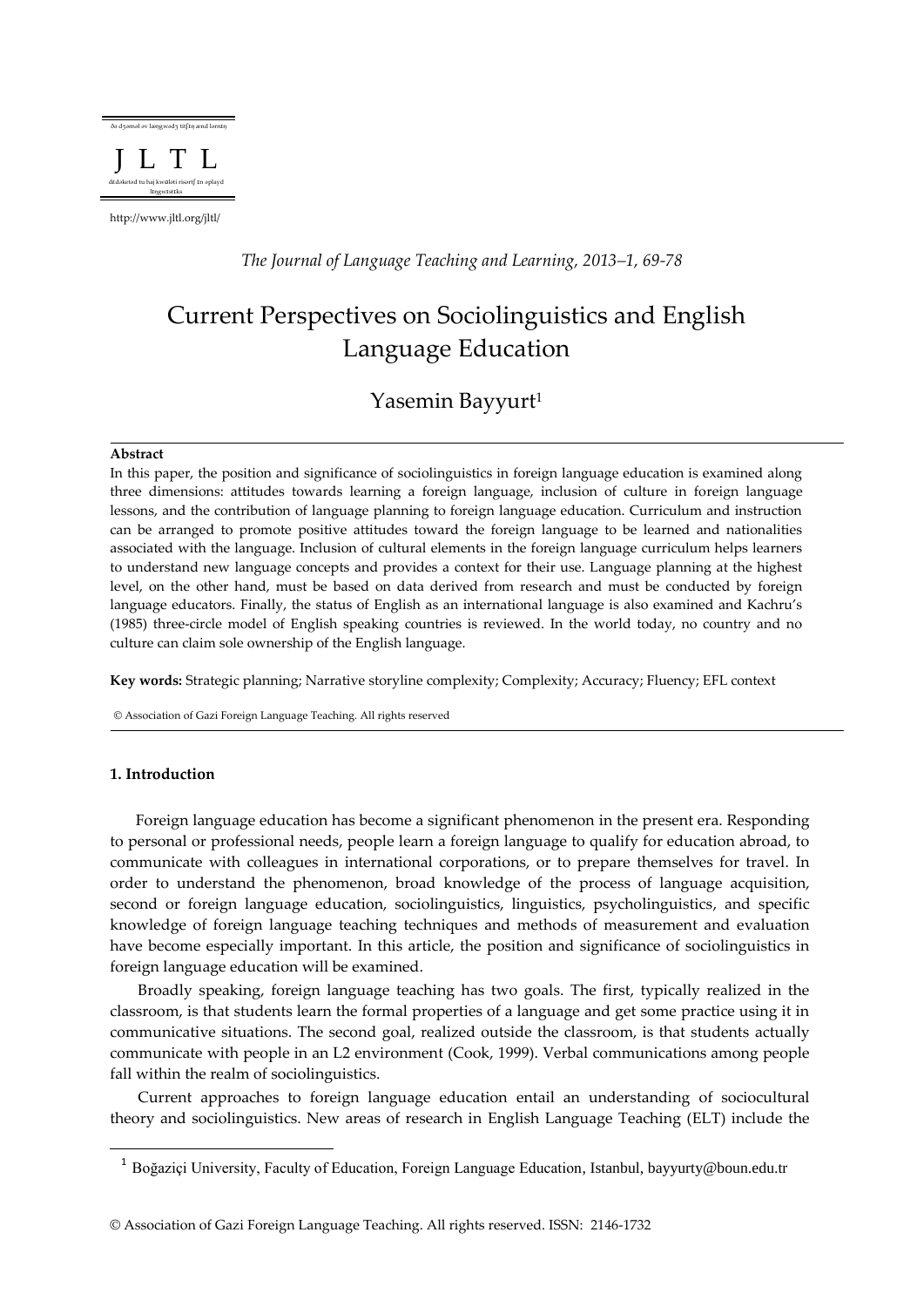ðə dʒɜːnəl əv læŋgwədʒ tiːʧɪŋ ənd lɜrnɪŋ

J L T L

dɪdɪkeɪtəd tu haj kwɑləti rɪsɜrtʃ ɪn əplayd lɪŋgwɪstɪks

http://www.jltl.org/jltl/

*The Journal of Language Teaching and Learning, 2013–1, 69-78*

# Current Perspectives on Sociolinguistics and English Language Education

Yasemin Bayyurt[1]

**Abstract**

In this paper, the position and significance of sociolinguistics in foreign language education is examined along three dimensions: attitudes towards learning a foreign language, inclusion of culture in foreign language lessons, and the contribution of language planning to foreign language education. Curriculum and instruction can be arranged to promote positive attitudes toward the foreign language to be learned and nationalities associated with the language. Inclusion of cultural elements in the foreign language curriculum helps learners to understand new language concepts and provides a context for their use. Language planning at the highest level, on the other hand, must be based on data derived from research and must be conducted by foreign language educators. Finally, the status of English as an international language is also examined and Kachru's (1985) three-circle model of English speaking countries is reviewed. In the world today, no country and no culture can claim sole ownership of the English language.

**Key words:** Strategic planning; Narrative storyline complexity; Complexity; Accuracy; Fluency; EFL context

© Association of Gazi Foreign Language Teaching. All rights reserved

## 1. Introduction

Foreign language education has become a significant phenomenon in the present era. Responding to personal or professional needs, people learn a foreign language to qualify for education abroad, to communicate with colleagues in international corporations, or to prepare themselves for travel. In order to understand the phenomenon, broad knowledge of the process of language acquisition, second or foreign language education, sociolinguistics, linguistics, psycholinguistics, and specific knowledge of foreign language teaching techniques and methods of measurement and evaluation have become especially important. In this article, the position and significance of sociolinguistics in foreign language education will be examined.

Broadly speaking, foreign language teaching has two goals. The first, typically realized in the classroom, is that students learn the formal properties of a language and get some practice using it in communicative situations. The second goal, realized outside the classroom, is that students actually communicate with people in an L2 environment (Cook, 1999). Verbal communications among people fall within the realm of sociolinguistics.

Current approaches to foreign language education entail an understanding of sociocultural theory and sociolinguistics. New areas of research in English Language Teaching (ELT) include the

[1] Boğaziçi University, Faculty of Education, Foreign Language Education, Istanbul, bayyurty@boun.edu.tr

© Association of Gazi Foreign Language Teaching. All rights reserved. ISSN: 2146-1732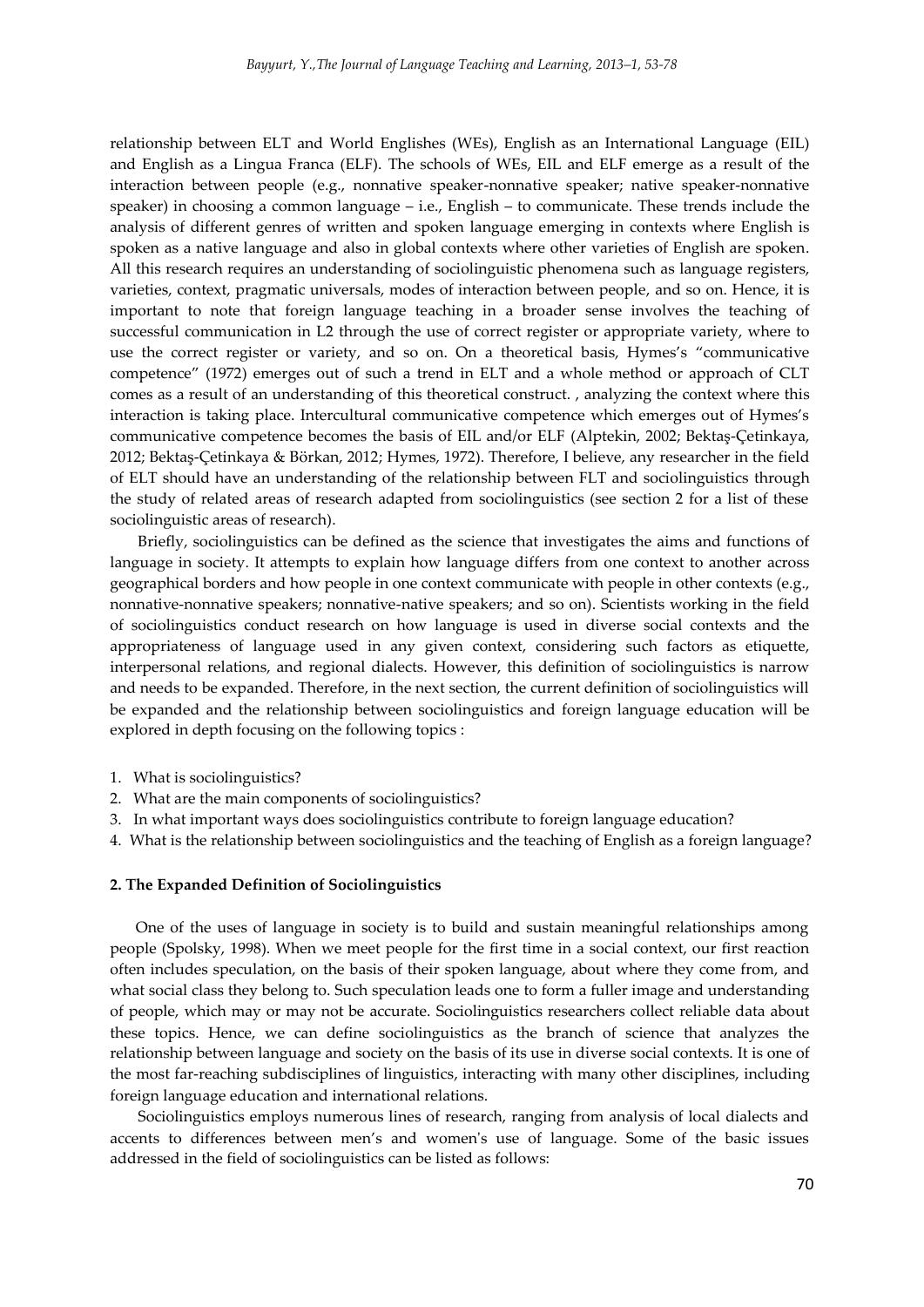relationship between ELT and World Englishes (WEs), English as an International Language (EIL) and English as a Lingua Franca (ELF). The schools of WEs, EIL and ELF emerge as a result of the interaction between people (e.g., nonnative speaker-nonnative speaker; native speaker-nonnative speaker) in choosing a common language – i.e., English – to communicate. These trends include the analysis of different genres of written and spoken language emerging in contexts where English is spoken as a native language and also in global contexts where other varieties of English are spoken. All this research requires an understanding of sociolinguistic phenomena such as language registers, varieties, context, pragmatic universals, modes of interaction between people, and so on. Hence, it is important to note that foreign language teaching in a broader sense involves the teaching of successful communication in L2 through the use of correct register or appropriate variety, where to use the correct register or variety, and so on. On a theoretical basis, Hymes's "communicative competence" (1972) emerges out of such a trend in ELT and a whole method or approach of CLT comes as a result of an understanding of this theoretical construct. , analyzing the context where this interaction is taking place. Intercultural communicative competence which emerges out of Hymes's communicative competence becomes the basis of EIL and/or ELF (Alptekin, 2002; Bektaş-Çetinkaya, 2012; Bektaş-Çetinkaya & Börkan, 2012; Hymes, 1972). Therefore, I believe, any researcher in the field of ELT should have an understanding of the relationship between FLT and sociolinguistics through the study of related areas of research adapted from sociolinguistics (see section 2 for a list of these sociolinguistic areas of research).

Briefly, sociolinguistics can be defined as the science that investigates the aims and functions of language in society. It attempts to explain how language differs from one context to another across geographical borders and how people in one context communicate with people in other contexts (e.g., nonnative-nonnative speakers; nonnative-native speakers; and so on). Scientists working in the field of sociolinguistics conduct research on how language is used in diverse social contexts and the appropriateness of language used in any given context, considering such factors as etiquette, interpersonal relations, and regional dialects. However, this definition of sociolinguistics is narrow and needs to be expanded. Therefore, in the next section, the current definition of sociolinguistics will be expanded and the relationship between sociolinguistics and foreign language education will be explored in depth focusing on the following topics :

1. What is sociolinguistics?
2. What are the main components of sociolinguistics?
3. In what important ways does sociolinguistics contribute to foreign language education?
4. What is the relationship between sociolinguistics and the teaching of English as a foreign language?

## 2. The Expanded Definition of Sociolinguistics

One of the uses of language in society is to build and sustain meaningful relationships among people (Spolsky, 1998). When we meet people for the first time in a social context, our first reaction often includes speculation, on the basis of their spoken language, about where they come from, and what social class they belong to. Such speculation leads one to form a fuller image and understanding of people, which may or may not be accurate. Sociolinguistics researchers collect reliable data about these topics. Hence, we can define sociolinguistics as the branch of science that analyzes the relationship between language and society on the basis of its use in diverse social contexts. It is one of the most far-reaching subdisciplines of linguistics, interacting with many other disciplines, including foreign language education and international relations.

Sociolinguistics employs numerous lines of research, ranging from analysis of local dialects and accents to differences between men's and women's use of language. Some of the basic issues addressed in the field of sociolinguistics can be listed as follows: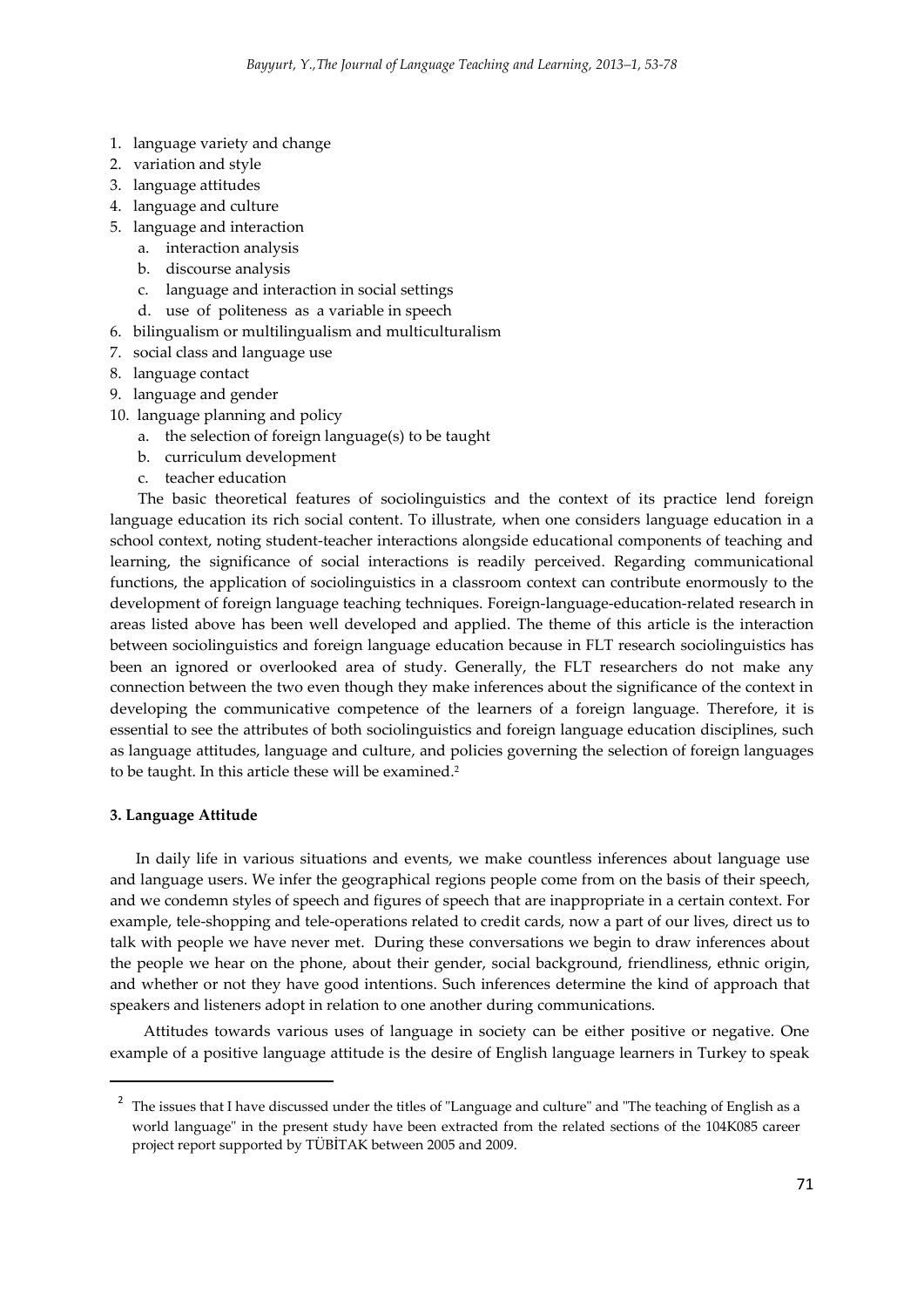1. language variety and change
2. variation and style
3. language attitudes
4. language and culture
5. language and interaction
   a. interaction analysis
   b. discourse analysis
   c. language and interaction in social settings
   d. use of politeness as a variable in speech
6. bilingualism or multilingualism and multiculturalism
7. social class and language use
8. language contact
9. language and gender
10. language planning and policy
    a. the selection of foreign language(s) to be taught
    b. curriculum development
    c. teacher education

The basic theoretical features of sociolinguistics and the context of its practice lend foreign language education its rich social content. To illustrate, when one considers language education in a school context, noting student-teacher interactions alongside educational components of teaching and learning, the significance of social interactions is readily perceived. Regarding communicational functions, the application of sociolinguistics in a classroom context can contribute enormously to the development of foreign language teaching techniques. Foreign-language-education-related research in areas listed above has been well developed and applied. The theme of this article is the interaction between sociolinguistics and foreign language education because in FLT research sociolinguistics has been an ignored or overlooked area of study. Generally, the FLT researchers do not make any connection between the two even though they make inferences about the significance of the context in developing the communicative competence of the learners of a foreign language. Therefore, it is essential to see the attributes of both sociolinguistics and foreign language education disciplines, such as language attitudes, language and culture, and policies governing the selection of foreign languages to be taught. In this article these will be examined.[2]

### 3. Language Attitude

In daily life in various situations and events, we make countless inferences about language use and language users. We infer the geographical regions people come from on the basis of their speech, and we condemn styles of speech and figures of speech that are inappropriate in a certain context. For example, tele-shopping and tele-operations related to credit cards, now a part of our lives, direct us to talk with people we have never met. During these conversations we begin to draw inferences about the people we hear on the phone, about their gender, social background, friendliness, ethnic origin, and whether or not they have good intentions. Such inferences determine the kind of approach that speakers and listeners adopt in relation to one another during communications.

Attitudes towards various uses of language in society can be either positive or negative. One example of a positive language attitude is the desire of English language learners in Turkey to speak

---

[2] The issues that I have discussed under the titles of "Language and culture" and "The teaching of English as a world language" in the present study have been extracted from the related sections of the 104K085 career project report supported by TÜBİTAK between 2005 and 2009.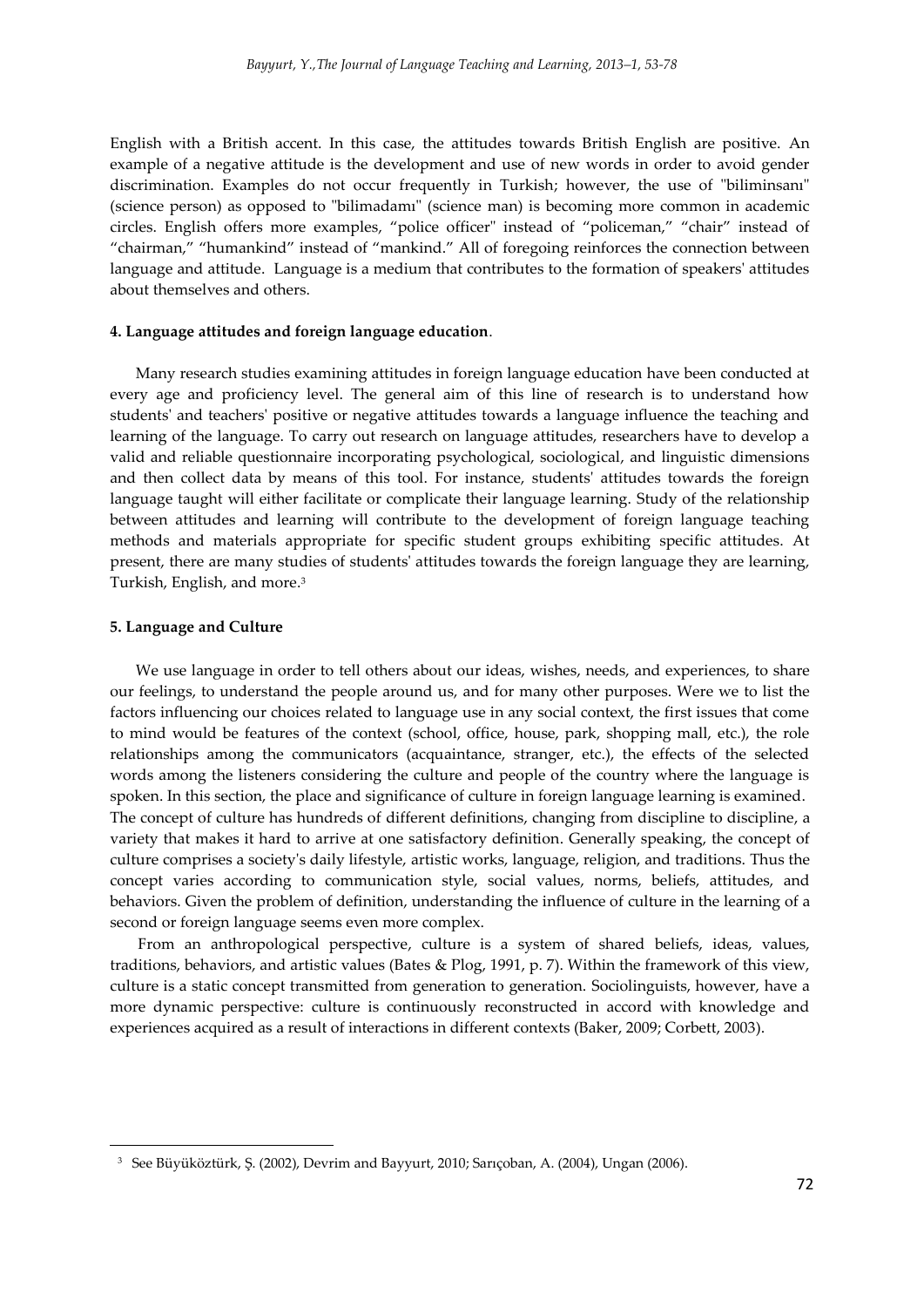English with a British accent. In this case, the attitudes towards British English are positive. An example of a negative attitude is the development and use of new words in order to avoid gender discrimination. Examples do not occur frequently in Turkish; however, the use of "biliminsanı" (science person) as opposed to "bilimadamı" (science man) is becoming more common in academic circles. English offers more examples, "police officer" instead of "policeman," "chair" instead of "chairman," "humankind" instead of "mankind." All of foregoing reinforces the connection between language and attitude. Language is a medium that contributes to the formation of speakers' attitudes about themselves and others.

### 4. Language attitudes and foreign language education.

Many research studies examining attitudes in foreign language education have been conducted at every age and proficiency level. The general aim of this line of research is to understand how students' and teachers' positive or negative attitudes towards a language influence the teaching and learning of the language. To carry out research on language attitudes, researchers have to develop a valid and reliable questionnaire incorporating psychological, sociological, and linguistic dimensions and then collect data by means of this tool. For instance, students' attitudes towards the foreign language taught will either facilitate or complicate their language learning. Study of the relationship between attitudes and learning will contribute to the development of foreign language teaching methods and materials appropriate for specific student groups exhibiting specific attitudes. At present, there are many studies of students' attitudes towards the foreign language they are learning, Turkish, English, and more.[3]

### 5. Language and Culture

We use language in order to tell others about our ideas, wishes, needs, and experiences, to share our feelings, to understand the people around us, and for many other purposes. Were we to list the factors influencing our choices related to language use in any social context, the first issues that come to mind would be features of the context (school, office, house, park, shopping mall, etc.), the role relationships among the communicators (acquaintance, stranger, etc.), the effects of the selected words among the listeners considering the culture and people of the country where the language is spoken. In this section, the place and significance of culture in foreign language learning is examined. The concept of culture has hundreds of different definitions, changing from discipline to discipline, a variety that makes it hard to arrive at one satisfactory definition. Generally speaking, the concept of culture comprises a society's daily lifestyle, artistic works, language, religion, and traditions. Thus the concept varies according to communication style, social values, norms, beliefs, attitudes, and behaviors. Given the problem of definition, understanding the influence of culture in the learning of a second or foreign language seems even more complex.

From an anthropological perspective, culture is a system of shared beliefs, ideas, values, traditions, behaviors, and artistic values (Bates & Plog, 1991, p. 7). Within the framework of this view, culture is a static concept transmitted from generation to generation. Sociolinguists, however, have a more dynamic perspective: culture is continuously reconstructed in accord with knowledge and experiences acquired as a result of interactions in different contexts (Baker, 2009; Corbett, 2003).

---

[3] See Büyüköztürk, Ş. (2002), Devrim and Bayyurt, 2010; Sarıçoban, A. (2004), Ungan (2006).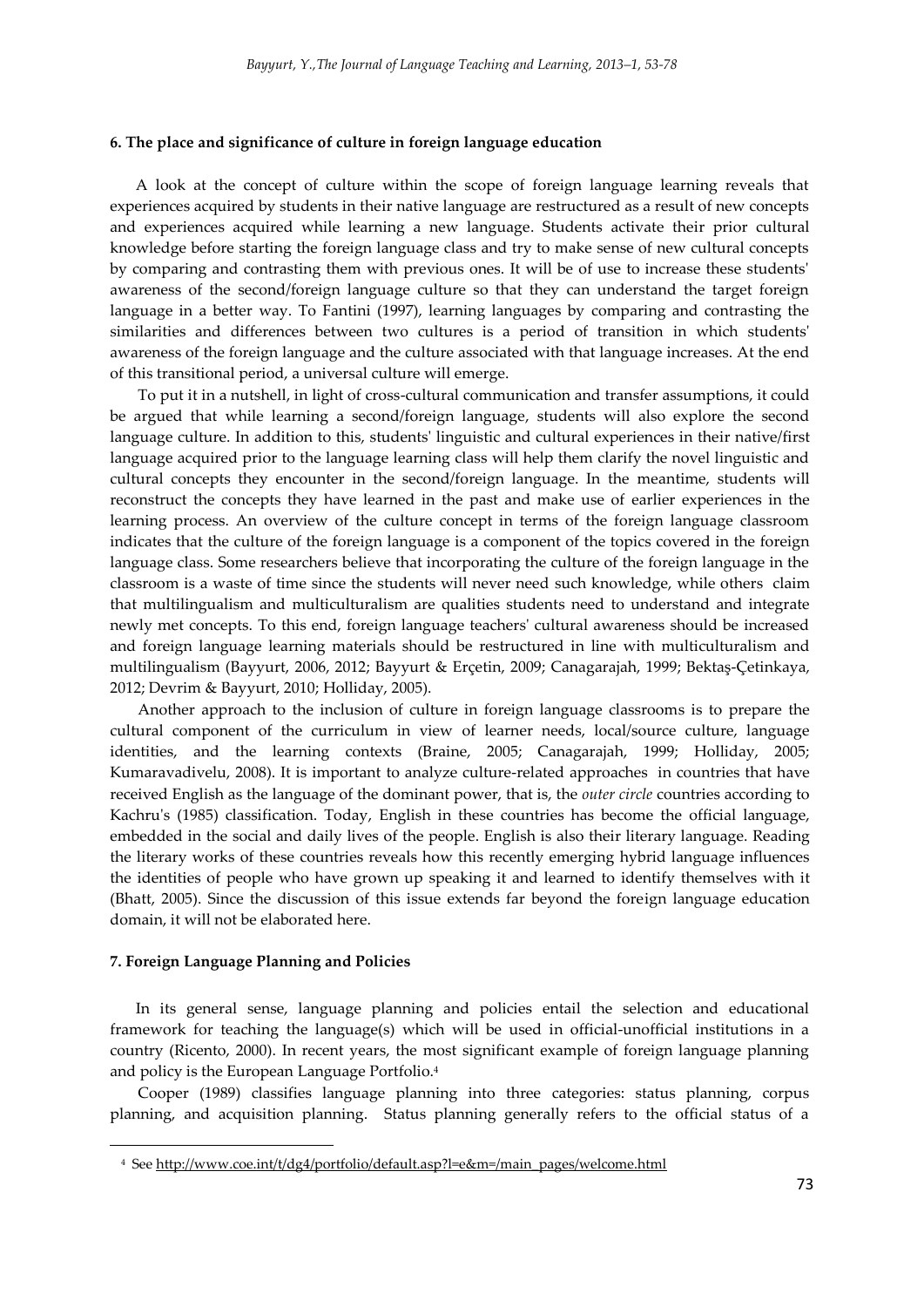### 6. The place and significance of culture in foreign language education

A look at the concept of culture within the scope of foreign language learning reveals that experiences acquired by students in their native language are restructured as a result of new concepts and experiences acquired while learning a new language. Students activate their prior cultural knowledge before starting the foreign language class and try to make sense of new cultural concepts by comparing and contrasting them with previous ones. It will be of use to increase these students' awareness of the second/foreign language culture so that they can understand the target foreign language in a better way. To Fantini (1997), learning languages by comparing and contrasting the similarities and differences between two cultures is a period of transition in which students' awareness of the foreign language and the culture associated with that language increases. At the end of this transitional period, a universal culture will emerge.

To put it in a nutshell, in light of cross-cultural communication and transfer assumptions, it could be argued that while learning a second/foreign language, students will also explore the second language culture. In addition to this, students' linguistic and cultural experiences in their native/first language acquired prior to the language learning class will help them clarify the novel linguistic and cultural concepts they encounter in the second/foreign language. In the meantime, students will reconstruct the concepts they have learned in the past and make use of earlier experiences in the learning process. An overview of the culture concept in terms of the foreign language classroom indicates that the culture of the foreign language is a component of the topics covered in the foreign language class. Some researchers believe that incorporating the culture of the foreign language in the classroom is a waste of time since the students will never need such knowledge, while others claim that multilingualism and multiculturalism are qualities students need to understand and integrate newly met concepts. To this end, foreign language teachers' cultural awareness should be increased and foreign language learning materials should be restructured in line with multiculturalism and multilingualism (Bayyurt, 2006, 2012; Bayyurt & Erçetin, 2009; Canagarajah, 1999; Bektaş-Çetinkaya, 2012; Devrim & Bayyurt, 2010; Holliday, 2005).

Another approach to the inclusion of culture in foreign language classrooms is to prepare the cultural component of the curriculum in view of learner needs, local/source culture, language identities, and the learning contexts (Braine, 2005; Canagarajah, 1999; Holliday, 2005; Kumaravadivelu, 2008). It is important to analyze culture-related approaches in countries that have received English as the language of the dominant power, that is, the *outer circle* countries according to Kachru's (1985) classification. Today, English in these countries has become the official language, embedded in the social and daily lives of the people. English is also their literary language. Reading the literary works of these countries reveals how this recently emerging hybrid language influences the identities of people who have grown up speaking it and learned to identify themselves with it (Bhatt, 2005). Since the discussion of this issue extends far beyond the foreign language education domain, it will not be elaborated here.

### 7. Foreign Language Planning and Policies

In its general sense, language planning and policies entail the selection and educational framework for teaching the language(s) which will be used in official-unofficial institutions in a country (Ricento, 2000). In recent years, the most significant example of foreign language planning and policy is the European Language Portfolio.[4]

Cooper (1989) classifies language planning into three categories: status planning, corpus planning, and acquisition planning. Status planning generally refers to the official status of a

---

[4] See http://www.coe.int/t/dg4/portfolio/default.asp?l=e&m=/main_pages/welcome.html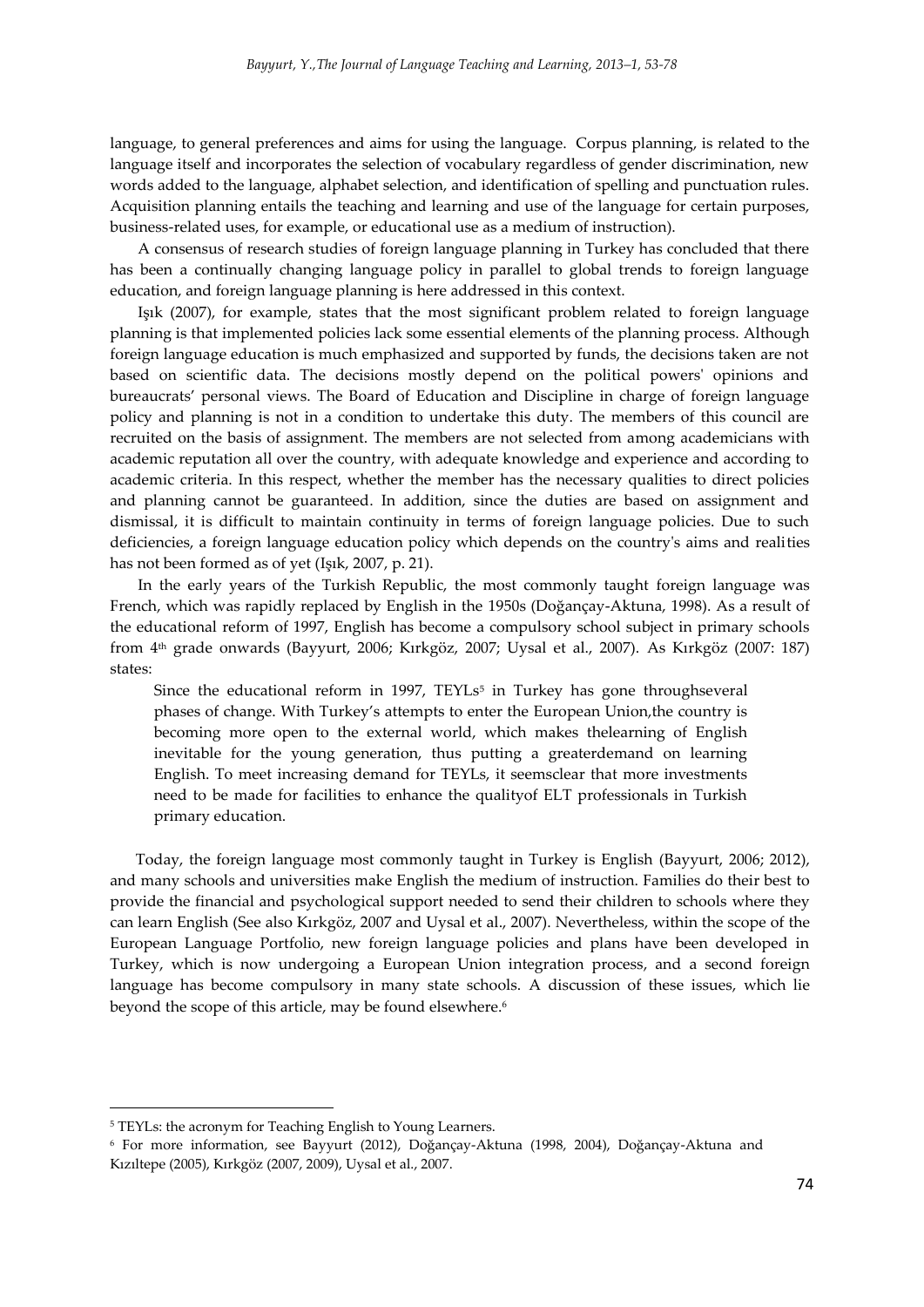language, to general preferences and aims for using the language. Corpus planning, is related to the language itself and incorporates the selection of vocabulary regardless of gender discrimination, new words added to the language, alphabet selection, and identification of spelling and punctuation rules. Acquisition planning entails the teaching and learning and use of the language for certain purposes, business-related uses, for example, or educational use as a medium of instruction).

A consensus of research studies of foreign language planning in Turkey has concluded that there has been a continually changing language policy in parallel to global trends to foreign language education, and foreign language planning is here addressed in this context.

Işık (2007), for example, states that the most significant problem related to foreign language planning is that implemented policies lack some essential elements of the planning process. Although foreign language education is much emphasized and supported by funds, the decisions taken are not based on scientific data. The decisions mostly depend on the political powers' opinions and bureaucrats' personal views. The Board of Education and Discipline in charge of foreign language policy and planning is not in a condition to undertake this duty. The members of this council are recruited on the basis of assignment. The members are not selected from among academicians with academic reputation all over the country, with adequate knowledge and experience and according to academic criteria. In this respect, whether the member has the necessary qualities to direct policies and planning cannot be guaranteed. In addition, since the duties are based on assignment and dismissal, it is difficult to maintain continuity in terms of foreign language policies. Due to such deficiencies, a foreign language education policy which depends on the country's aims and realities has not been formed as of yet (Işık, 2007, p. 21).

In the early years of the Turkish Republic, the most commonly taught foreign language was French, which was rapidly replaced by English in the 1950s (Doğançay-Aktuna, 1998). As a result of the educational reform of 1997, English has become a compulsory school subject in primary schools from 4th grade onwards (Bayyurt, 2006; Kırkgöz, 2007; Uysal et al., 2007). As Kırkgöz (2007: 187) states:

> Since the educational reform in 1997, TEYLs[5] in Turkey has gone throughseveral phases of change. With Turkey's attempts to enter the European Union,the country is becoming more open to the external world, which makes thelearning of English inevitable for the young generation, thus putting a greaterdemand on learning English. To meet increasing demand for TEYLs, it seemsclear that more investments need to be made for facilities to enhance the qualityof ELT professionals in Turkish primary education.

Today, the foreign language most commonly taught in Turkey is English (Bayyurt, 2006; 2012), and many schools and universities make English the medium of instruction. Families do their best to provide the financial and psychological support needed to send their children to schools where they can learn English (See also Kırkgöz, 2007 and Uysal et al., 2007). Nevertheless, within the scope of the European Language Portfolio, new foreign language policies and plans have been developed in Turkey, which is now undergoing a European Union integration process, and a second foreign language has become compulsory in many state schools. A discussion of these issues, which lie beyond the scope of this article, may be found elsewhere.[6]

---

[5] TEYLs: the acronym for Teaching English to Young Learners.

[6] For more information, see Bayyurt (2012), Doğançay-Aktuna (1998, 2004), Doğançay-Aktuna and Kızıltepe (2005), Kırkgöz (2007, 2009), Uysal et al., 2007.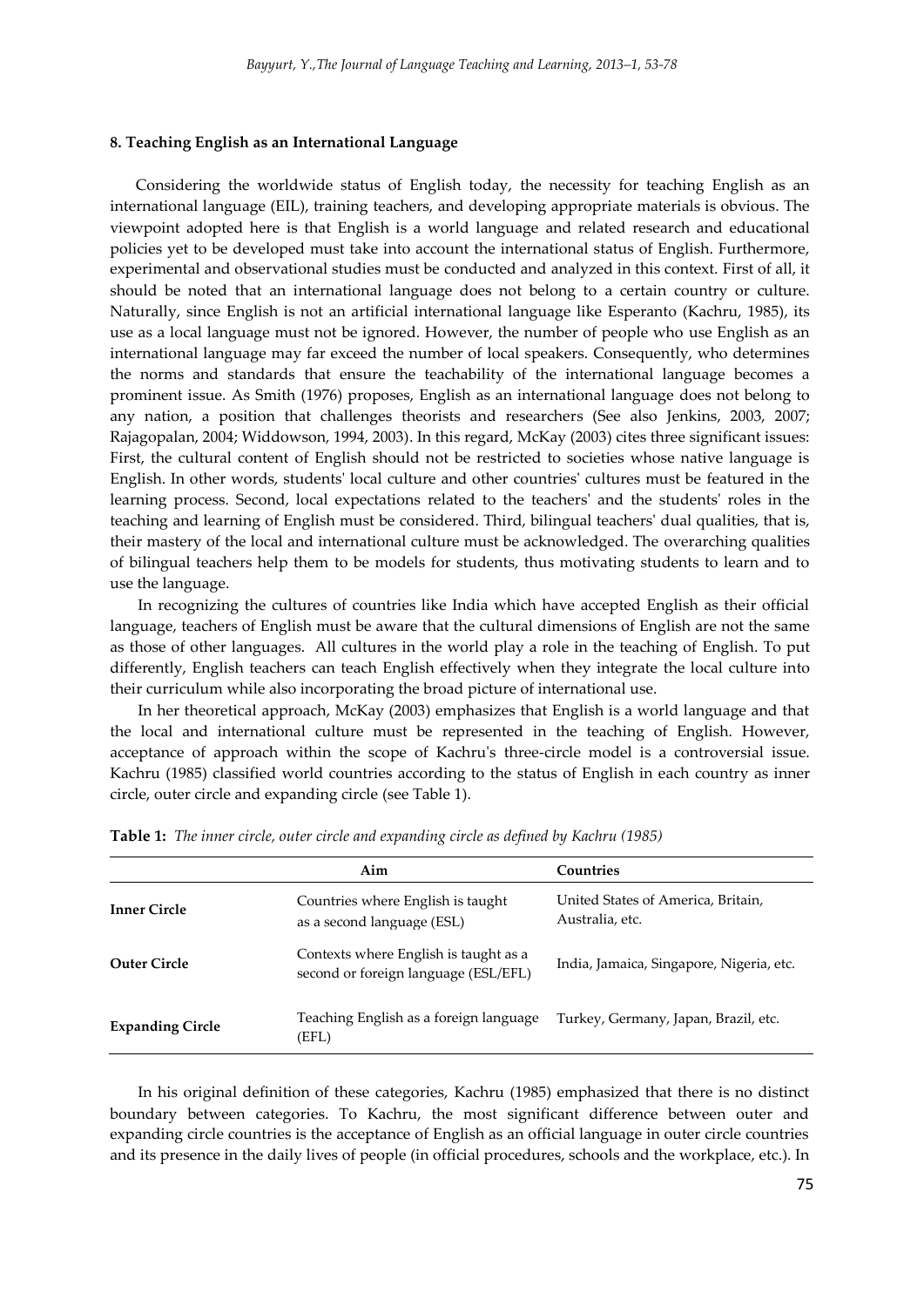#### 8. Teaching English as an International Language

Considering the worldwide status of English today, the necessity for teaching English as an international language (EIL), training teachers, and developing appropriate materials is obvious. The viewpoint adopted here is that English is a world language and related research and educational policies yet to be developed must take into account the international status of English. Furthermore, experimental and observational studies must be conducted and analyzed in this context. First of all, it should be noted that an international language does not belong to a certain country or culture. Naturally, since English is not an artificial international language like Esperanto (Kachru, 1985), its use as a local language must not be ignored. However, the number of people who use English as an international language may far exceed the number of local speakers. Consequently, who determines the norms and standards that ensure the teachability of the international language becomes a prominent issue. As Smith (1976) proposes, English as an international language does not belong to any nation, a position that challenges theorists and researchers (See also Jenkins, 2003, 2007; Rajagopalan, 2004; Widdowson, 1994, 2003). In this regard, McKay (2003) cites three significant issues: First, the cultural content of English should not be restricted to societies whose native language is English. In other words, students' local culture and other countries' cultures must be featured in the learning process. Second, local expectations related to the teachers' and the students' roles in the teaching and learning of English must be considered. Third, bilingual teachers' dual qualities, that is, their mastery of the local and international culture must be acknowledged. The overarching qualities of bilingual teachers help them to be models for students, thus motivating students to learn and to use the language.

In recognizing the cultures of countries like India which have accepted English as their official language, teachers of English must be aware that the cultural dimensions of English are not the same as those of other languages. All cultures in the world play a role in the teaching of English. To put differently, English teachers can teach English effectively when they integrate the local culture into their curriculum while also incorporating the broad picture of international use.

In her theoretical approach, McKay (2003) emphasizes that English is a world language and that the local and international culture must be represented in the teaching of English. However, acceptance of approach within the scope of Kachru's three-circle model is a controversial issue. Kachru (1985) classified world countries according to the status of English in each country as inner circle, outer circle and expanding circle (see Table 1).

**Table 1:** *The inner circle, outer circle and expanding circle as defined by Kachru (1985)*

| | Aim | Countries |
|---|---|---|
| **Inner Circle** | Countries where English is taught as a second language (ESL) | United States of America, Britain, Australia, etc. |
| **Outer Circle** | Contexts where English is taught as a second or foreign language (ESL/EFL) | India, Jamaica, Singapore, Nigeria, etc. |
| **Expanding Circle** | Teaching English as a foreign language (EFL) | Turkey, Germany, Japan, Brazil, etc. |

In his original definition of these categories, Kachru (1985) emphasized that there is no distinct boundary between categories. To Kachru, the most significant difference between outer and expanding circle countries is the acceptance of English as an official language in outer circle countries and its presence in the daily lives of people (in official procedures, schools and the workplace, etc.). In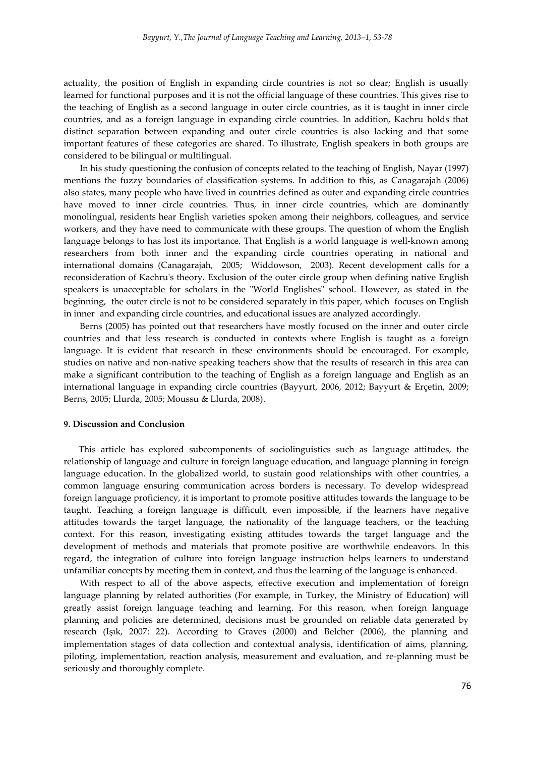actuality, the position of English in expanding circle countries is not so clear; English is usually learned for functional purposes and it is not the official language of these countries. This gives rise to the teaching of English as a second language in outer circle countries, as it is taught in inner circle countries, and as a foreign language in expanding circle countries. In addition, Kachru holds that distinct separation between expanding and outer circle countries is also lacking and that some important features of these categories are shared. To illustrate, English speakers in both groups are considered to be bilingual or multilingual.

In his study questioning the confusion of concepts related to the teaching of English, Nayar (1997) mentions the fuzzy boundaries of classification systems. In addition to this, as Canagarajah (2006) also states, many people who have lived in countries defined as outer and expanding circle countries have moved to inner circle countries. Thus, in inner circle countries, which are dominantly monolingual, residents hear English varieties spoken among their neighbors, colleagues, and service workers, and they have need to communicate with these groups. The question of whom the English language belongs to has lost its importance. That English is a world language is well-known among researchers from both inner and the expanding circle countries operating in national and international domains (Canagarajah, 2005; Widdowson, 2003). Recent development calls for a reconsideration of Kachru's theory. Exclusion of the outer circle group when defining native English speakers is unacceptable for scholars in the "World Englishes" school. However, as stated in the beginning, the outer circle is not to be considered separately in this paper, which focuses on English in inner and expanding circle countries, and educational issues are analyzed accordingly.

Berns (2005) has pointed out that researchers have mostly focused on the inner and outer circle countries and that less research is conducted in contexts where English is taught as a foreign language. It is evident that research in these environments should be encouraged. For example, studies on native and non-native speaking teachers show that the results of research in this area can make a significant contribution to the teaching of English as a foreign language and English as an international language in expanding circle countries (Bayyurt, 2006, 2012; Bayyurt & Erçetin, 2009; Berns, 2005; Llurda, 2005; Moussu & Llurda, 2008).

#### 9. Discussion and Conclusion

This article has explored subcomponents of sociolinguistics such as language attitudes, the relationship of language and culture in foreign language education, and language planning in foreign language education. In the globalized world, to sustain good relationships with other countries, a common language ensuring communication across borders is necessary. To develop widespread foreign language proficiency, it is important to promote positive attitudes towards the language to be taught. Teaching a foreign language is difficult, even impossible, if the learners have negative attitudes towards the target language, the nationality of the language teachers, or the teaching context. For this reason, investigating existing attitudes towards the target language and the development of methods and materials that promote positive are worthwhile endeavors. In this regard, the integration of culture into foreign language instruction helps learners to understand unfamiliar concepts by meeting them in context, and thus the learning of the language is enhanced.

With respect to all of the above aspects, effective execution and implementation of foreign language planning by related authorities (For example, in Turkey, the Ministry of Education) will greatly assist foreign language teaching and learning. For this reason, when foreign language planning and policies are determined, decisions must be grounded on reliable data generated by research (Işık, 2007: 22). According to Graves (2000) and Belcher (2006), the planning and implementation stages of data collection and contextual analysis, identification of aims, planning, piloting, implementation, reaction analysis, measurement and evaluation, and re-planning must be seriously and thoroughly complete.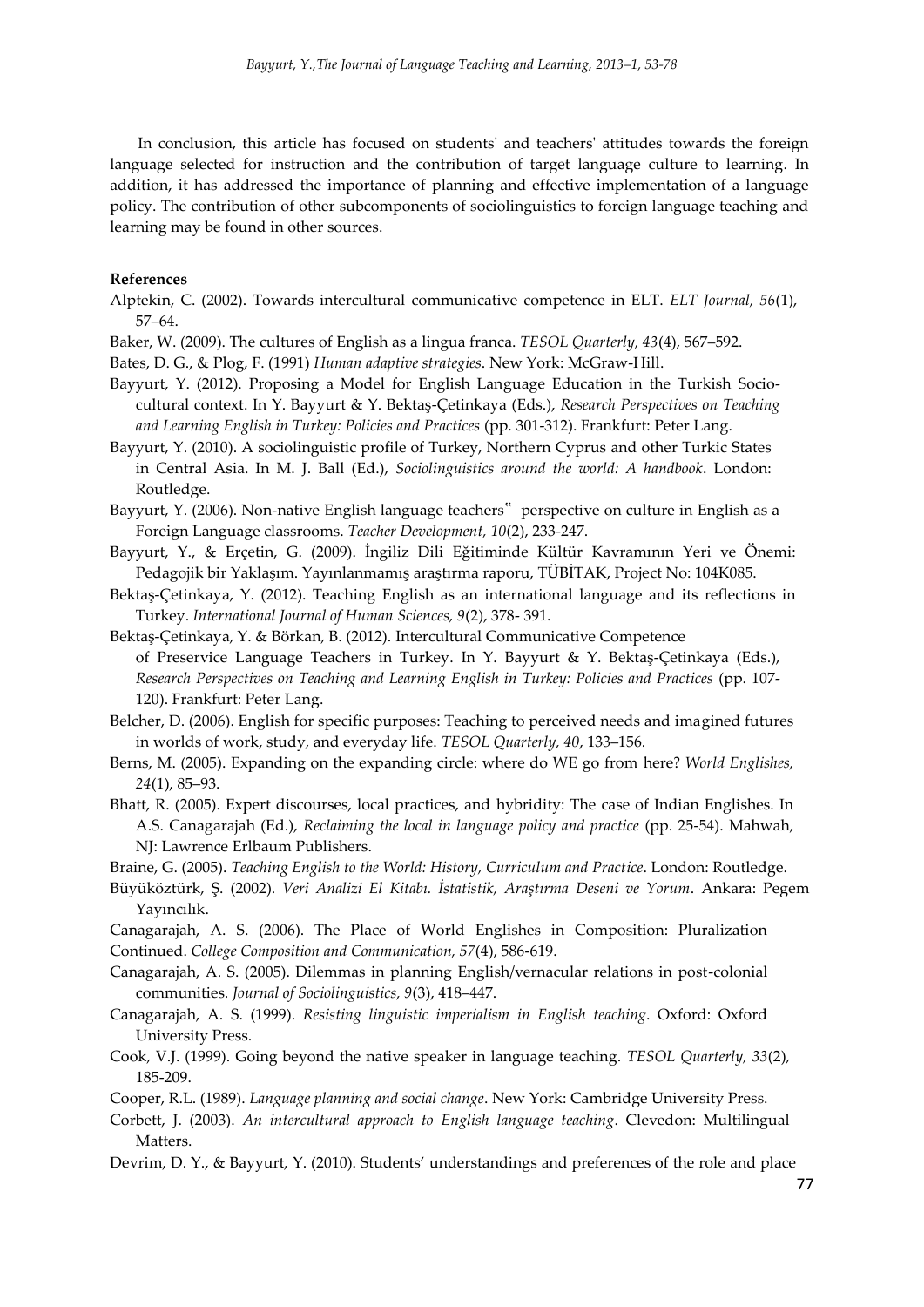In conclusion, this article has focused on students' and teachers' attitudes towards the foreign language selected for instruction and the contribution of target language culture to learning. In addition, it has addressed the importance of planning and effective implementation of a language policy. The contribution of other subcomponents of sociolinguistics to foreign language teaching and learning may be found in other sources.

**References**

Alptekin, C. (2002). Towards intercultural communicative competence in ELT. *ELT Journal, 56*(1), 57–64.

Baker, W. (2009). The cultures of English as a lingua franca. *TESOL Quarterly*, *43*(4), 567–592.

Bates, D. G., & Plog, F. (1991) *Human adaptive strategies*. New York: McGraw-Hill.

Bayyurt, Y. (2012). Proposing a Model for English Language Education in the Turkish Socio-cultural context. In Y. Bayyurt & Y. Bektaş-Çetinkaya (Eds.), *Research Perspectives on Teaching and Learning English in Turkey: Policies and Practices* (pp. 301-312). Frankfurt: Peter Lang.

Bayyurt, Y. (2010). A sociolinguistic profile of Turkey, Northern Cyprus and other Turkic States in Central Asia. In M. J. Ball (Ed.), *Sociolinguistics around the world: A handbook*. London: Routledge.

Bayyurt, Y. (2006). Non-native English language teachers‟ perspective on culture in English as a Foreign Language classrooms. *Teacher Development, 10*(2), 233-247.

Bayyurt, Y., & Erçetin, G. (2009). İngiliz Dili Eğitiminde Kültür Kavramının Yeri ve Önemi: Pedagojik bir Yaklaşım. Yayınlanmamış araştırma raporu, TÜBİTAK, Project No: 104K085.

Bektaş-Çetinkaya, Y. (2012). Teaching English as an international language and its reflections in Turkey. *International Journal of Human Sciences, 9*(2), 378- 391.

Bektaş-Çetinkaya, Y. & Börkan, B. (2012). Intercultural Communicative Competence of Preservice Language Teachers in Turkey. In Y. Bayyurt & Y. Bektaş-Çetinkaya (Eds.), *Research Perspectives on Teaching and Learning English in Turkey: Policies and Practices* (pp. 107-120). Frankfurt: Peter Lang.

Belcher, D. (2006). English for specific purposes: Teaching to perceived needs and imagined futures in worlds of work, study, and everyday life. *TESOL Quarterly, 40*, 133–156.

Berns, M. (2005). Expanding on the expanding circle: where do WE go from here? *World Englishes, 24*(1), 85–93.

Bhatt, R. (2005). Expert discourses, local practices, and hybridity: The case of Indian Englishes. In A.S. Canagarajah (Ed.), *Reclaiming the local in language policy and practice* (pp. 25-54). Mahwah, NJ: Lawrence Erlbaum Publishers.

Braine, G. (2005). *Teaching English to the World: History, Curriculum and Practice*. London: Routledge.

Büyüköztürk, Ş. (2002). *Veri Analizi El Kitabı. İstatistik, Araştırma Deseni ve Yorum*. Ankara: Pegem Yayıncılık.

Canagarajah, A. S. (2006). The Place of World Englishes in Composition: Pluralization Continued. *College Composition and Communication, 57*(4), 586-619.

Canagarajah, A. S. (2005). Dilemmas in planning English/vernacular relations in post-colonial communities. *Journal of Sociolinguistics, 9*(3), 418–447.

Canagarajah, A. S. (1999). *Resisting linguistic imperialism in English teaching*. Oxford: Oxford University Press.

Cook, V.J. (1999). Going beyond the native speaker in language teaching. *TESOL Quarterly, 33*(2), 185-209.

Cooper, R.L. (1989). *Language planning and social change*. New York: Cambridge University Press.

Corbett, J. (2003). *An intercultural approach to English language teaching*. Clevedon: Multilingual Matters.

Devrim, D. Y., & Bayyurt, Y. (2010). Students' understandings and preferences of the role and place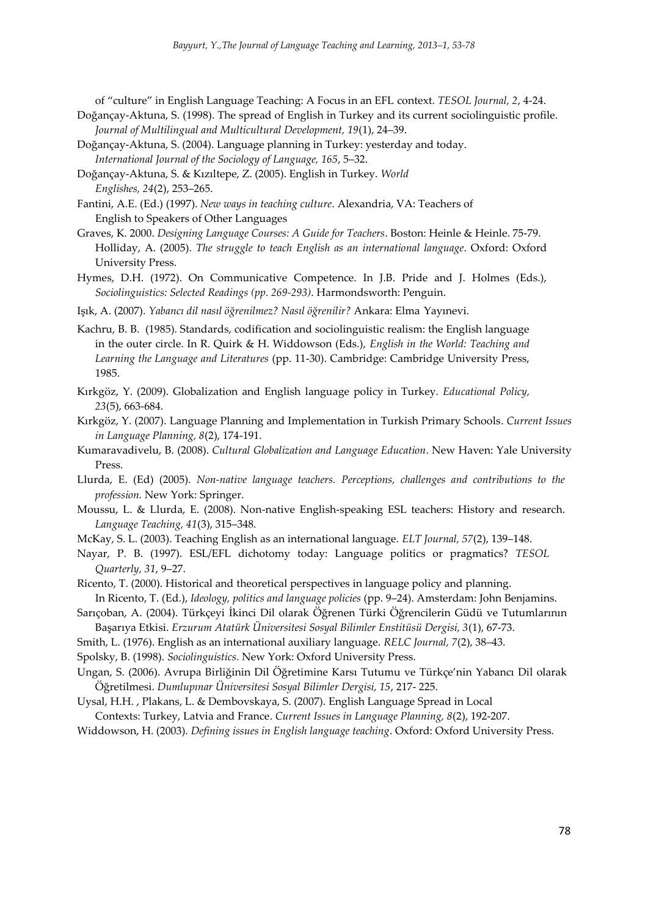of "culture" in English Language Teaching: A Focus in an EFL context. *TESOL Journal, 2*, 4-24.

Doğançay-Aktuna, S. (1998). The spread of English in Turkey and its current sociolinguistic profile. *Journal of Multilingual and Multicultural Development, 19*(1), 24–39.

Doğançay-Aktuna, S. (2004). Language planning in Turkey: yesterday and today. *International Journal of the Sociology of Language, 165*, 5–32.

Doğançay-Aktuna, S. & Kızıltepe, Z. (2005). English in Turkey. *World Englishes, 24*(2), 253–265.

Fantini, A.E. (Ed.) (1997). *New ways in teaching culture*. Alexandria, VA: Teachers of English to Speakers of Other Languages

Graves, K. 2000. *Designing Language Courses: A Guide for Teachers*. Boston: Heinle & Heinle. 75-79.

Holliday, A. (2005). *The struggle to teach English as an international language*. Oxford: Oxford University Press.

Hymes, D.H. (1972). On Communicative Competence. In J.B. Pride and J. Holmes (Eds.), *Sociolinguistics: Selected Readings (pp. 269-293)*. Harmondsworth: Penguin.

Işık, A. (2007). *Yabancı dil nasıl öğrenilmez? Nasıl öğrenilir?* Ankara: Elma Yayınevi.

Kachru, B. B. (1985). Standards, codification and sociolinguistic realism: the English language in the outer circle. In R. Quirk & H. Widdowson (Eds.), *English in the World: Teaching and Learning the Language and Literatures* (pp. 11-30). Cambridge: Cambridge University Press, 1985.

Kırkgöz, Y. (2009). Globalization and English language policy in Turkey. *Educational Policy, 23*(5), 663-684.

Kırkgöz, Y. (2007). Language Planning and Implementation in Turkish Primary Schools. *Current Issues in Language Planning, 8*(2), 174-191.

Kumaravadivelu, B. (2008). *Cultural Globalization and Language Education*. New Haven: Yale University Press.

Llurda, E. (Ed) (2005). *Non-native language teachers. Perceptions, challenges and contributions to the profession.* New York: Springer.

Moussu, L. & Llurda, E. (2008). Non-native English-speaking ESL teachers: History and research. *Language Teaching, 41*(3), 315–348.

McKay, S. L. (2003). Teaching English as an international language. *ELT Journal, 57*(2), 139–148.

Nayar, P. B. (1997). ESL/EFL dichotomy today: Language politics or pragmatics? *TESOL Quarterly, 31*, 9–27.

Ricento, T. (2000). Historical and theoretical perspectives in language policy and planning. In Ricento, T. (Ed.), *Ideology, politics and language policies* (pp. 9–24). Amsterdam: John Benjamins.

Sarıçoban, A. (2004). Türkçeyi İkinci Dil olarak Öğrenen Türki Öğrencilerin Güdü ve Tutumlarının Başarıya Etkisi. *Erzurum Atatürk Üniversitesi Sosyal Bilimler Enstitüsü Dergisi, 3*(1), 67-73.

Smith, L. (1976). English as an international auxiliary language. *RELC Journal, 7*(2), 38–43.

Spolsky, B. (1998). *Sociolinguistics*. New York: Oxford University Press.

Ungan, S. (2006). Avrupa Birliğinin Dil Öğretimine Karsı Tutumu ve Türkçe'nin Yabancı Dil olarak Öğretilmesi. *Dumlupınar Üniversitesi Sosyal Bilimler Dergisi, 15*, 217- 225.

Uysal, H.H. , Plakans, L. & Dembovskaya, S. (2007). English Language Spread in Local Contexts: Turkey, Latvia and France. *Current Issues in Language Planning, 8*(2), 192-207.

Widdowson, H. (2003). *Defining issues in English language teaching*. Oxford: Oxford University Press.